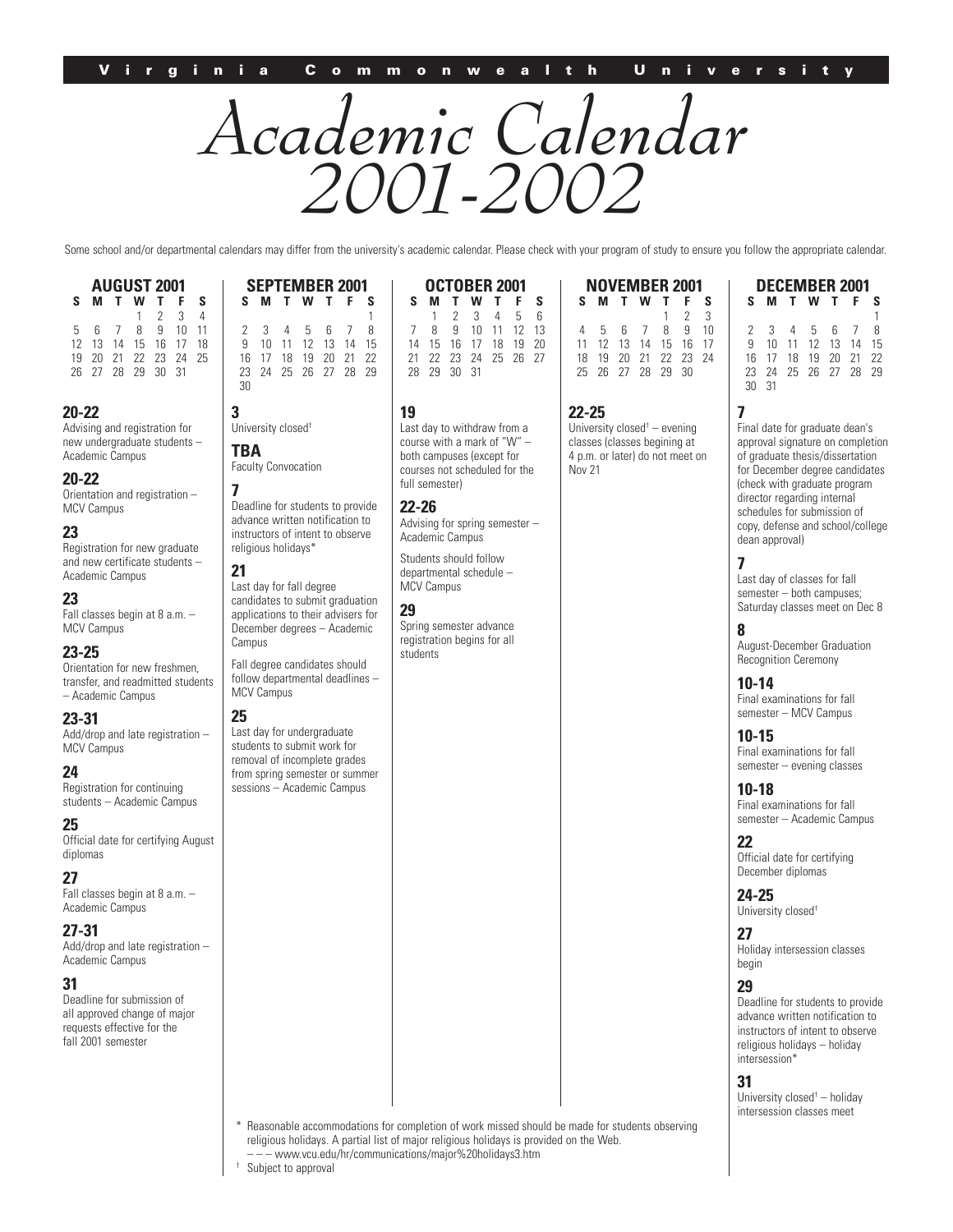Virginia Commonwealth University

# Academic Calendar 2001-2002

Some school and/or departmental calendars may differ from the university's academic calendar. Please check with your program of study to ensure you follow the appropriate calendar.

## AUGUST 2001

| S | M | T | W | T | F | S |
|---|---|---|---|---|---|---|
| | | | 1 | 2 | 3 | 4 |
| 5 | 6 | 7 | 8 | 9 | 10 | 11 |
| 12 | 13 | 14 | 15 | 16 | 17 | 18 |
| 19 | 20 | 21 | 22 | 23 | 24 | 25 |
| 26 | 27 | 28 | 29 | 30 | 31 | |

**20-22**
Advising and registration for new undergraduate students – Academic Campus

**20-22**
Orientation and registration – MCV Campus

**23**
Registration for new graduate and new certificate students – Academic Campus

**23**
Fall classes begin at 8 a.m. – MCV Campus

**23-25**
Orientation for new freshmen, transfer, and readmitted students – Academic Campus

**23-31**
Add/drop and late registration – MCV Campus

**24**
Registration for continuing students – Academic Campus

**25**
Official date for certifying August diplomas

**27**
Fall classes begin at 8 a.m. – Academic Campus

**27-31**
Add/drop and late registration – Academic Campus

**31**
Deadline for submission of all approved change of major requests effective for the fall 2001 semester

## SEPTEMBER 2001

| S | M | T | W | T | F | S |
|---|---|---|---|---|---|---|
| | | | | | | 1 |
| 2 | 3 | 4 | 5 | 6 | 7 | 8 |
| 9 | 10 | 11 | 12 | 13 | 14 | 15 |
| 16 | 17 | 18 | 19 | 20 | 21 | 22 |
| 23 | 24 | 25 | 26 | 27 | 28 | 29 |
| 30 | | | | | | |

**3**
University closed†

**TBA**
Faculty Convocation

**7**
Deadline for students to provide advance written notification to instructors of intent to observe religious holidays*

**21**
Last day for fall degree candidates to submit graduation applications to their advisers for December degrees – Academic Campus

Fall degree candidates should follow departmental deadlines – MCV Campus

**25**
Last day for undergraduate students to submit work for removal of incomplete grades from spring semester or summer sessions – Academic Campus

## OCTOBER 2001

| S | M | T | W | T | F | S |
|---|---|---|---|---|---|---|
| | 1 | 2 | 3 | 4 | 5 | 6 |
| 7 | 8 | 9 | 10 | 11 | 12 | 13 |
| 14 | 15 | 16 | 17 | 18 | 19 | 20 |
| 21 | 22 | 23 | 24 | 25 | 26 | 27 |
| 28 | 29 | 30 | 31 | | | |

**19**
Last day to withdraw from a course with a mark of "W" – both campuses (except for courses not scheduled for the full semester)

**22-26**
Advising for spring semester – Academic Campus

Students should follow departmental schedule – MCV Campus

**29**
Spring semester advance registration begins for all students

## NOVEMBER 2001

| S | M | T | W | T | F | S |
|---|---|---|---|---|---|---|
| | | | | 1 | 2 | 3 |
| 4 | 5 | 6 | 7 | 8 | 9 | 10 |
| 11 | 12 | 13 | 14 | 15 | 16 | 17 |
| 18 | 19 | 20 | 21 | 22 | 23 | 24 |
| 25 | 26 | 27 | 28 | 29 | 30 | |

**22-25**
University closed† – evening classes (classes begining at 4 p.m. or later) do not meet on Nov 21

## DECEMBER 2001

| S | M | T | W | T | F | S |
|---|---|---|---|---|---|---|
| | | | | | | 1 |
| 2 | 3 | 4 | 5 | 6 | 7 | 8 |
| 9 | 10 | 11 | 12 | 13 | 14 | 15 |
| 16 | 17 | 18 | 19 | 20 | 21 | 22 |
| 23 | 24 | 25 | 26 | 27 | 28 | 29 |
| 30 | 31 | | | | | |

**7**
Final date for graduate dean's approval signature on completion of graduate thesis/dissertation for December degree candidates (check with graduate program director regarding internal schedules for submission of copy, defense and school/college dean approval)

**7**
Last day of classes for fall semester – both campuses; Saturday classes meet on Dec 8

**8**
August-December Graduation Recognition Ceremony

**10-14**
Final examinations for fall semester – MCV Campus

**10-15**
Final examinations for fall semester – evening classes

**10-18**
Final examinations for fall semester – Academic Campus

**22**
Official date for certifying December diplomas

**24-25**
University closed†

**27**
Holiday intersession classes begin

**29**
Deadline for students to provide advance written notification to instructors of intent to observe religious holidays – holiday intersession*

**31**
University closed† – holiday intersession classes meet

\* Reasonable accommodations for completion of work missed should be made for students observing religious holidays. A partial list of major religious holidays is provided on the Web.
– – – www.vcu.edu/hr/communications/major%20holidays3.htm

† Subject to approval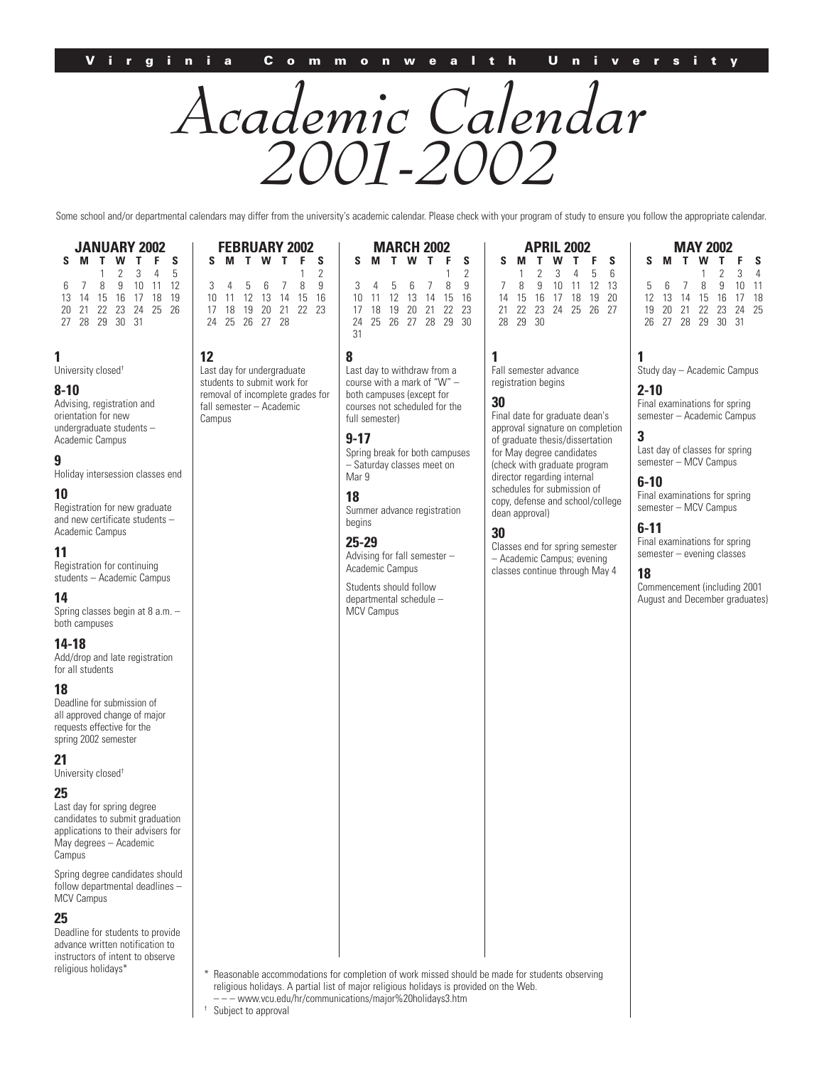Virginia Commonwealth University

# Academic Calendar 2001-2002

Some school and/or departmental calendars may differ from the university's academic calendar. Please check with your program of study to ensure you follow the appropriate calendar.

## JANUARY 2002

| S | M | T | W | T | F | S |
|---|---|---|---|---|---|---|
| | | 1 | 2 | 3 | 4 | 5 |
| 6 | 7 | 8 | 9 | 10 | 11 | 12 |
| 13 | 14 | 15 | 16 | 17 | 18 | 19 |
| 20 | 21 | 22 | 23 | 24 | 25 | 26 |
| 27 | 28 | 29 | 30 | 31 | | |

**1**
University closed†

**8-10**
Advising, registration and orientation for new undergraduate students – Academic Campus

**9**
Holiday intersession classes end

**10**
Registration for new graduate and new certificate students – Academic Campus

**11**
Registration for continuing students – Academic Campus

**14**
Spring classes begin at 8 a.m. – both campuses

**14-18**
Add/drop and late registration for all students

**18**
Deadline for submission of all approved change of major requests effective for the spring 2002 semester

**21**
University closed†

**25**
Last day for spring degree candidates to submit graduation applications to their advisers for May degrees – Academic Campus

Spring degree candidates should follow departmental deadlines – MCV Campus

**25**
Deadline for students to provide advance written notification to instructors of intent to observe religious holidays*

## FEBRUARY 2002

| S | M | T | W | T | F | S |
|---|---|---|---|---|---|---|
| | | | | | 1 | 2 |
| 3 | 4 | 5 | 6 | 7 | 8 | 9 |
| 10 | 11 | 12 | 13 | 14 | 15 | 16 |
| 17 | 18 | 19 | 20 | 21 | 22 | 23 |
| 24 | 25 | 26 | 27 | 28 | | |

**12**
Last day for undergraduate students to submit work for removal of incomplete grades for fall semester – Academic Campus

## MARCH 2002

| S | M | T | W | T | F | S |
|---|---|---|---|---|---|---|
| | | | | | 1 | 2 |
| 3 | 4 | 5 | 6 | 7 | 8 | 9 |
| 10 | 11 | 12 | 13 | 14 | 15 | 16 |
| 17 | 18 | 19 | 20 | 21 | 22 | 23 |
| 24 | 25 | 26 | 27 | 28 | 29 | 30 |
| 31 | | | | | | |

**8**
Last day to withdraw from a course with a mark of "W" – both campuses (except for courses not scheduled for the full semester)

**9-17**
Spring break for both campuses – Saturday classes meet on Mar 9

**18**
Summer advance registration begins

**25-29**
Advising for fall semester – Academic Campus

Students should follow departmental schedule – MCV Campus

## APRIL 2002

| S | M | T | W | T | F | S |
|---|---|---|---|---|---|---|
| | 1 | 2 | 3 | 4 | 5 | 6 |
| 7 | 8 | 9 | 10 | 11 | 12 | 13 |
| 14 | 15 | 16 | 17 | 18 | 19 | 20 |
| 21 | 22 | 23 | 24 | 25 | 26 | 27 |
| 28 | 29 | 30 | | | | |

**1**
Fall semester advance registration begins

**30**
Final date for graduate dean's approval signature on completion of graduate thesis/dissertation for May degree candidates (check with graduate program director regarding internal schedules for submission of copy, defense and school/college dean approval)

**30**
Classes end for spring semester – Academic Campus; evening classes continue through May 4

## MAY 2002

| S | M | T | W | T | F | S |
|---|---|---|---|---|---|---|
| | | | 1 | 2 | 3 | 4 |
| 5 | 6 | 7 | 8 | 9 | 10 | 11 |
| 12 | 13 | 14 | 15 | 16 | 17 | 18 |
| 19 | 20 | 21 | 22 | 23 | 24 | 25 |
| 26 | 27 | 28 | 29 | 30 | 31 | |

**1**
Study day – Academic Campus

**2-10**
Final examinations for spring semester – Academic Campus

**3**
Last day of classes for spring semester – MCV Campus

**6-10**
Final examinations for spring semester – MCV Campus

**6-11**
Final examinations for spring semester – evening classes

**18**
Commencement (including 2001 August and December graduates)

\* Reasonable accommodations for completion of work missed should be made for students observing religious holidays. A partial list of major religious holidays is provided on the Web.
– – – www.vcu.edu/hr/communications/major%20holidays3.htm

† Subject to approval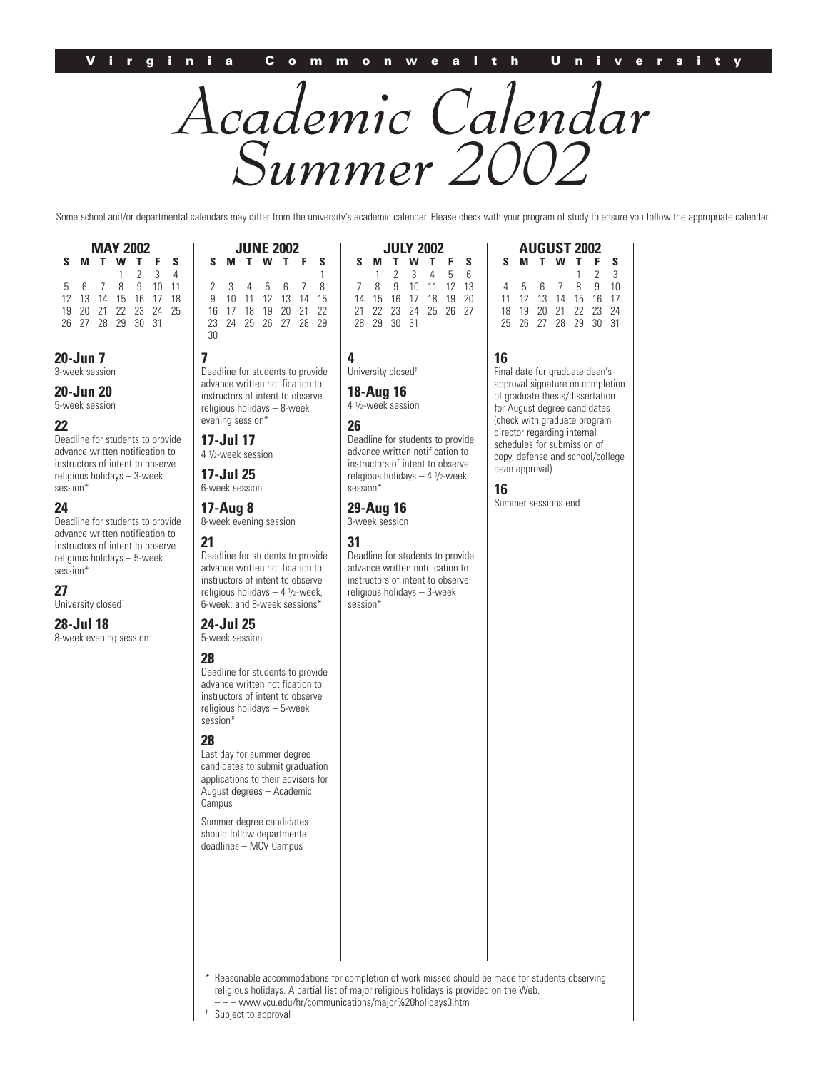Virginia Commonwealth University

# Academic Calendar Summer 2002

Some school and/or departmental calendars may differ from the university's academic calendar. Please check with your program of study to ensure you follow the appropriate calendar.

**MAY 2002**

| S | M | T | W | T | F | S |
|---|---|---|---|---|---|---|
| | | | 1 | 2 | 3 | 4 |
| 5 | 6 | 7 | 8 | 9 | 10 | 11 |
| 12 | 13 | 14 | 15 | 16 | 17 | 18 |
| 19 | 20 | 21 | 22 | 23 | 24 | 25 |
| 26 | 27 | 28 | 29 | 30 | 31 | |

**20-Jun 7**
3-week session

**20-Jun 20**
5-week session

**22**
Deadline for students to provide advance written notification to instructors of intent to observe religious holidays – 3-week session*

**24**
Deadline for students to provide advance written notification to instructors of intent to observe religious holidays – 5-week session*

**27**
University closed†

**28-Jul 18**
8-week evening session

**JUNE 2002**

| S | M | T | W | T | F | S |
|---|---|---|---|---|---|---|
| | | | | | | 1 |
| 2 | 3 | 4 | 5 | 6 | 7 | 8 |
| 9 | 10 | 11 | 12 | 13 | 14 | 15 |
| 16 | 17 | 18 | 19 | 20 | 21 | 22 |
| 23 | 24 | 25 | 26 | 27 | 28 | 29 |
| 30 | | | | | | |

**7**
Deadline for students to provide advance written notification to instructors of intent to observe religious holidays – 8-week evening session*

**17-Jul 17**
4 1/2-week session

**17-Jul 25**
6-week session

**17-Aug 8**
8-week evening session

**21**
Deadline for students to provide advance written notification to instructors of intent to observe religious holidays – 4 1/2-week, 6-week, and 8-week sessions*

**24-Jul 25**
5-week session

**28**
Deadline for students to provide advance written notification to instructors of intent to observe religious holidays – 5-week session*

**28**
Last day for summer degree candidates to submit graduation applications to their advisers for August degrees – Academic Campus

Summer degree candidates should follow departmental deadlines – MCV Campus

**JULY 2002**

| S | M | T | W | T | F | S |
|---|---|---|---|---|---|---|
| | 1 | 2 | 3 | 4 | 5 | 6 |
| 7 | 8 | 9 | 10 | 11 | 12 | 13 |
| 14 | 15 | 16 | 17 | 18 | 19 | 20 |
| 21 | 22 | 23 | 24 | 25 | 26 | 27 |
| 28 | 29 | 30 | 31 | | | |

**4**
University closed†

**18-Aug 16**
4 1/2-week session

**26**
Deadline for students to provide advance written notification to instructors of intent to observe religious holidays – 4 1/2-week session*

**29-Aug 16**
3-week session

**31**
Deadline for students to provide advance written notification to instructors of intent to observe religious holidays – 3-week session*

**AUGUST 2002**

| S | M | T | W | T | F | S |
|---|---|---|---|---|---|---|
| | | | | 1 | 2 | 3 |
| 4 | 5 | 6 | 7 | 8 | 9 | 10 |
| 11 | 12 | 13 | 14 | 15 | 16 | 17 |
| 18 | 19 | 20 | 21 | 22 | 23 | 24 |
| 25 | 26 | 27 | 28 | 29 | 30 | 31 |

**16**
Final date for graduate dean's approval signature on completion of graduate thesis/dissertation for August degree candidates (check with graduate program director regarding internal schedules for submission of copy, defense and school/college dean approval)

**16**
Summer sessions end

\* Reasonable accommodations for completion of work missed should be made for students observing religious holidays. A partial list of major religious holidays is provided on the Web.
– – – www.vcu.edu/hr/communications/major%20holidays3.htm

† Subject to approval